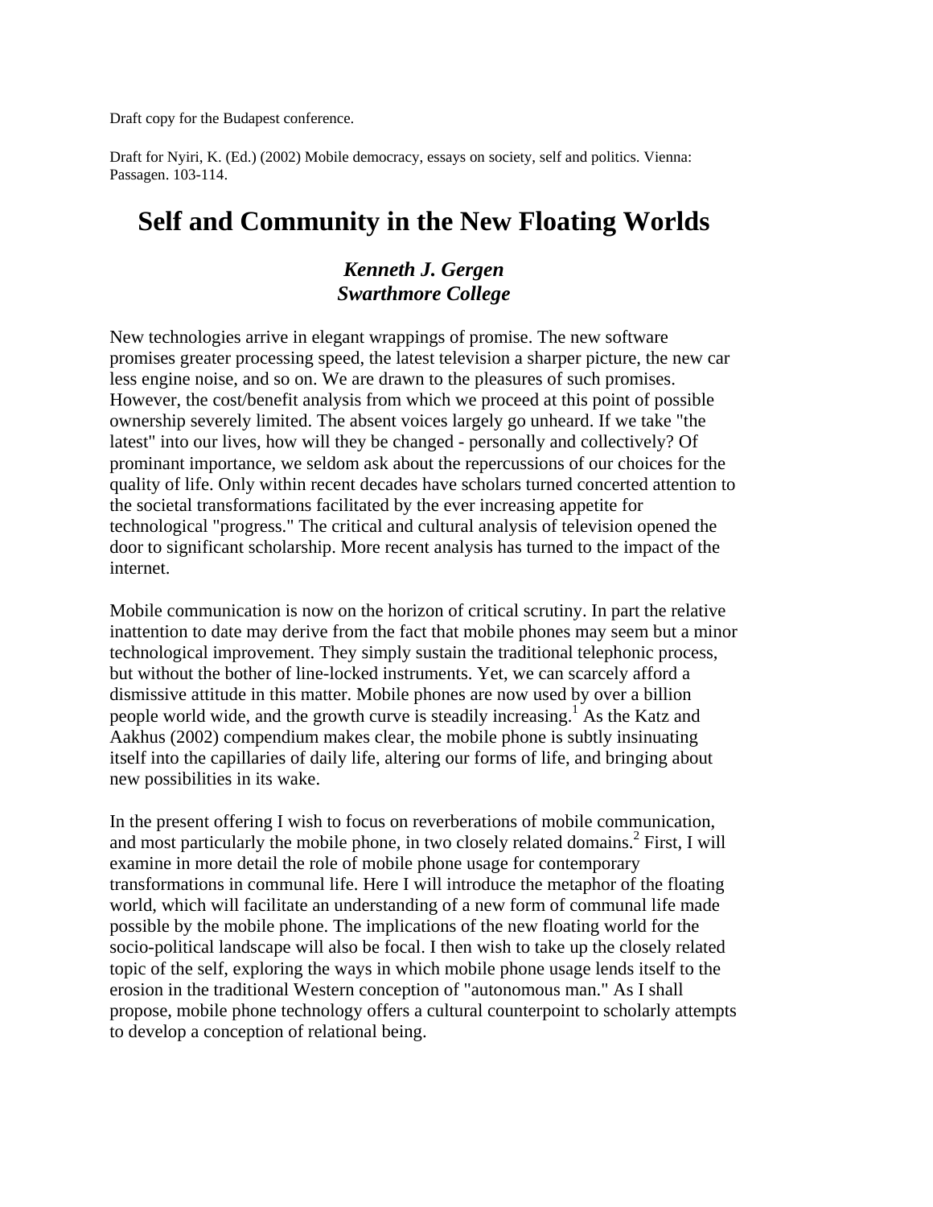Draft copy for the Budapest conference.

Draft for Nyiri, K. (Ed.) (2002) Mobile democracy, essays on society, self and politics. Vienna: Passagen. 103-114.

# Self and Community in the New Floating Worlds

### *Kenneth J. Gergen*
### *Swarthmore College*

New technologies arrive in elegant wrappings of promise. The new software promises greater processing speed, the latest television a sharper picture, the new car less engine noise, and so on. We are drawn to the pleasures of such promises. However, the cost/benefit analysis from which we proceed at this point of possible ownership severely limited. The absent voices largely go unheard. If we take "the latest" into our lives, how will they be changed - personally and collectively? Of prominant importance, we seldom ask about the repercussions of our choices for the quality of life. Only within recent decades have scholars turned concerted attention to the societal transformations facilitated by the ever increasing appetite for technological "progress." The critical and cultural analysis of television opened the door to significant scholarship. More recent analysis has turned to the impact of the internet.

Mobile communication is now on the horizon of critical scrutiny. In part the relative inattention to date may derive from the fact that mobile phones may seem but a minor technological improvement. They simply sustain the traditional telephonic process, but without the bother of line-locked instruments. Yet, we can scarcely afford a dismissive attitude in this matter. Mobile phones are now used by over a billion people world wide, and the growth curve is steadily increasing.[1] As the Katz and Aakhus (2002) compendium makes clear, the mobile phone is subtly insinuating itself into the capillaries of daily life, altering our forms of life, and bringing about new possibilities in its wake.

In the present offering I wish to focus on reverberations of mobile communication, and most particularly the mobile phone, in two closely related domains.[2] First, I will examine in more detail the role of mobile phone usage for contemporary transformations in communal life. Here I will introduce the metaphor of the floating world, which will facilitate an understanding of a new form of communal life made possible by the mobile phone. The implications of the new floating world for the socio-political landscape will also be focal. I then wish to take up the closely related topic of the self, exploring the ways in which mobile phone usage lends itself to the erosion in the traditional Western conception of "autonomous man." As I shall propose, mobile phone technology offers a cultural counterpoint to scholarly attempts to develop a conception of relational being.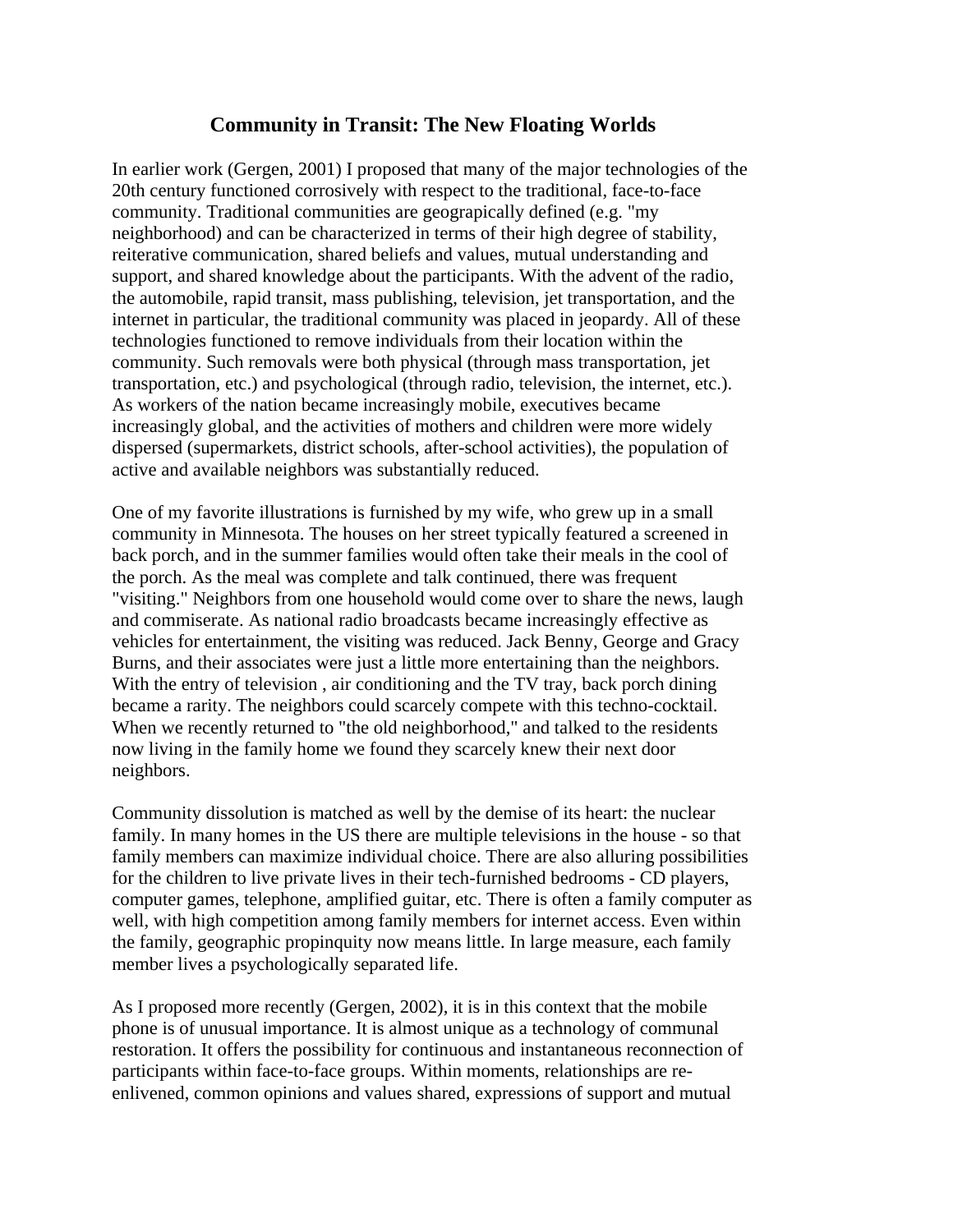## Community in Transit: The New Floating Worlds

In earlier work (Gergen, 2001) I proposed that many of the major technologies of the 20th century functioned corrosively with respect to the traditional, face-to-face community. Traditional communities are geograpically defined (e.g. "my neighborhood) and can be characterized in terms of their high degree of stability, reiterative communication, shared beliefs and values, mutual understanding and support, and shared knowledge about the participants. With the advent of the radio, the automobile, rapid transit, mass publishing, television, jet transportation, and the internet in particular, the traditional community was placed in jeopardy. All of these technologies functioned to remove individuals from their location within the community. Such removals were both physical (through mass transportation, jet transportation, etc.) and psychological (through radio, television, the internet, etc.). As workers of the nation became increasingly mobile, executives became increasingly global, and the activities of mothers and children were more widely dispersed (supermarkets, district schools, after-school activities), the population of active and available neighbors was substantially reduced.

One of my favorite illustrations is furnished by my wife, who grew up in a small community in Minnesota. The houses on her street typically featured a screened in back porch, and in the summer families would often take their meals in the cool of the porch. As the meal was complete and talk continued, there was frequent "visiting." Neighbors from one household would come over to share the news, laugh and commiserate. As national radio broadcasts became increasingly effective as vehicles for entertainment, the visiting was reduced. Jack Benny, George and Gracy Burns, and their associates were just a little more entertaining than the neighbors. With the entry of television , air conditioning and the TV tray, back porch dining became a rarity. The neighbors could scarcely compete with this techno-cocktail. When we recently returned to "the old neighborhood," and talked to the residents now living in the family home we found they scarcely knew their next door neighbors.

Community dissolution is matched as well by the demise of its heart: the nuclear family. In many homes in the US there are multiple televisions in the house - so that family members can maximize individual choice. There are also alluring possibilities for the children to live private lives in their tech-furnished bedrooms - CD players, computer games, telephone, amplified guitar, etc. There is often a family computer as well, with high competition among family members for internet access. Even within the family, geographic propinquity now means little. In large measure, each family member lives a psychologically separated life.

As I proposed more recently (Gergen, 2002), it is in this context that the mobile phone is of unusual importance. It is almost unique as a technology of communal restoration. It offers the possibility for continuous and instantaneous reconnection of participants within face-to-face groups. Within moments, relationships are re-enlivened, common opinions and values shared, expressions of support and mutual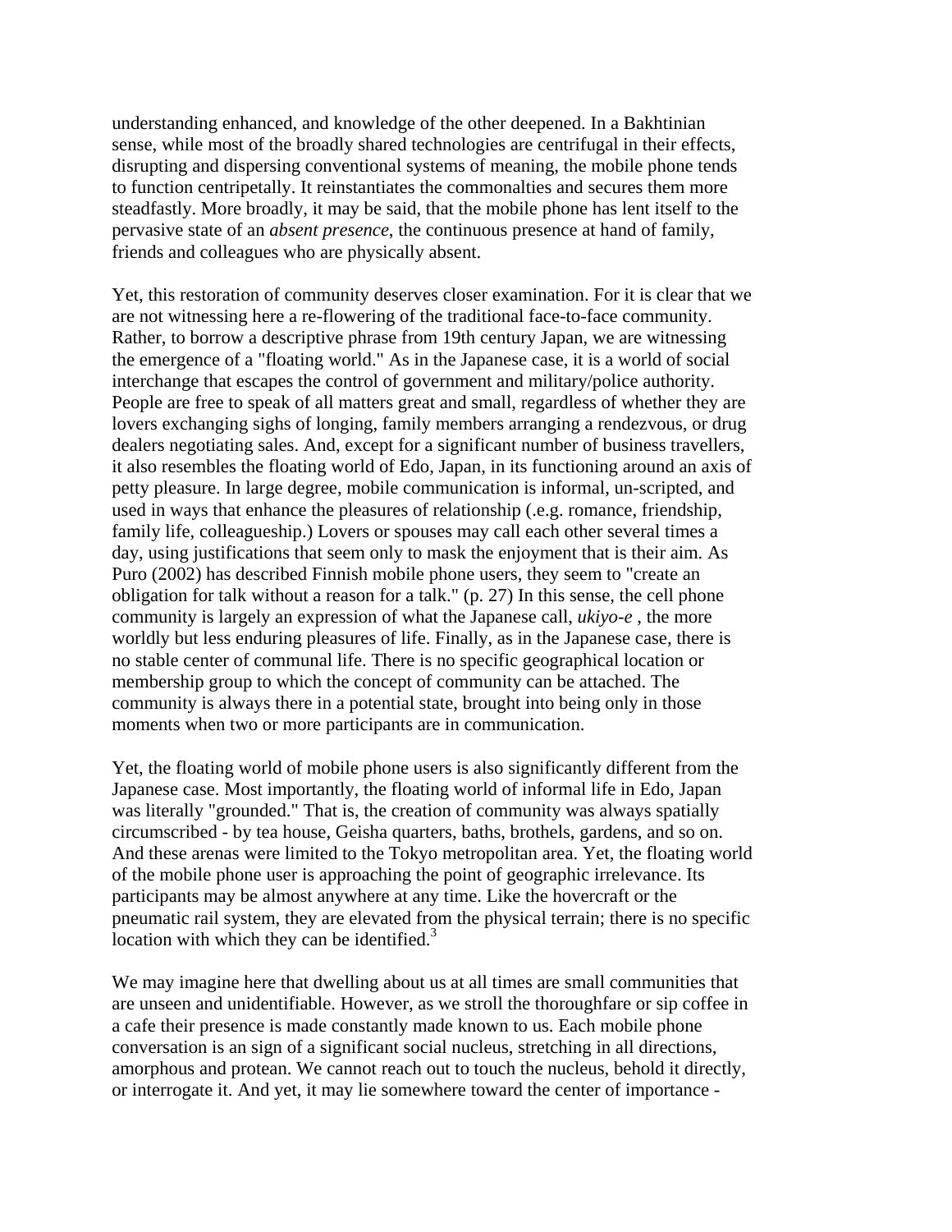understanding enhanced, and knowledge of the other deepened. In a Bakhtinian sense, while most of the broadly shared technologies are centrifugal in their effects, disrupting and dispersing conventional systems of meaning, the mobile phone tends to function centripetally. It reinstantiates the commonalties and secures them more steadfastly. More broadly, it may be said, that the mobile phone has lent itself to the pervasive state of an *absent presence*, the continuous presence at hand of family, friends and colleagues who are physically absent.

Yet, this restoration of community deserves closer examination. For it is clear that we are not witnessing here a re-flowering of the traditional face-to-face community. Rather, to borrow a descriptive phrase from 19th century Japan, we are witnessing the emergence of a "floating world." As in the Japanese case, it is a world of social interchange that escapes the control of government and military/police authority. People are free to speak of all matters great and small, regardless of whether they are lovers exchanging sighs of longing, family members arranging a rendezvous, or drug dealers negotiating sales. And, except for a significant number of business travellers, it also resembles the floating world of Edo, Japan, in its functioning around an axis of petty pleasure. In large degree, mobile communication is informal, un-scripted, and used in ways that enhance the pleasures of relationship (.e.g. romance, friendship, family life, colleagueship.) Lovers or spouses may call each other several times a day, using justifications that seem only to mask the enjoyment that is their aim. As Puro (2002) has described Finnish mobile phone users, they seem to "create an obligation for talk without a reason for a talk." (p. 27) In this sense, the cell phone community is largely an expression of what the Japanese call, *ukiyo-e* , the more worldly but less enduring pleasures of life. Finally, as in the Japanese case, there is no stable center of communal life. There is no specific geographical location or membership group to which the concept of community can be attached. The community is always there in a potential state, brought into being only in those moments when two or more participants are in communication.

Yet, the floating world of mobile phone users is also significantly different from the Japanese case. Most importantly, the floating world of informal life in Edo, Japan was literally "grounded." That is, the creation of community was always spatially circumscribed - by tea house, Geisha quarters, baths, brothels, gardens, and so on. And these arenas were limited to the Tokyo metropolitan area. Yet, the floating world of the mobile phone user is approaching the point of geographic irrelevance. Its participants may be almost anywhere at any time. Like the hovercraft or the pneumatic rail system, they are elevated from the physical terrain; there is no specific location with which they can be identified.[3]

We may imagine here that dwelling about us at all times are small communities that are unseen and unidentifiable. However, as we stroll the thoroughfare or sip coffee in a cafe their presence is made constantly made known to us. Each mobile phone conversation is an sign of a significant social nucleus, stretching in all directions, amorphous and protean. We cannot reach out to touch the nucleus, behold it directly, or interrogate it. And yet, it may lie somewhere toward the center of importance -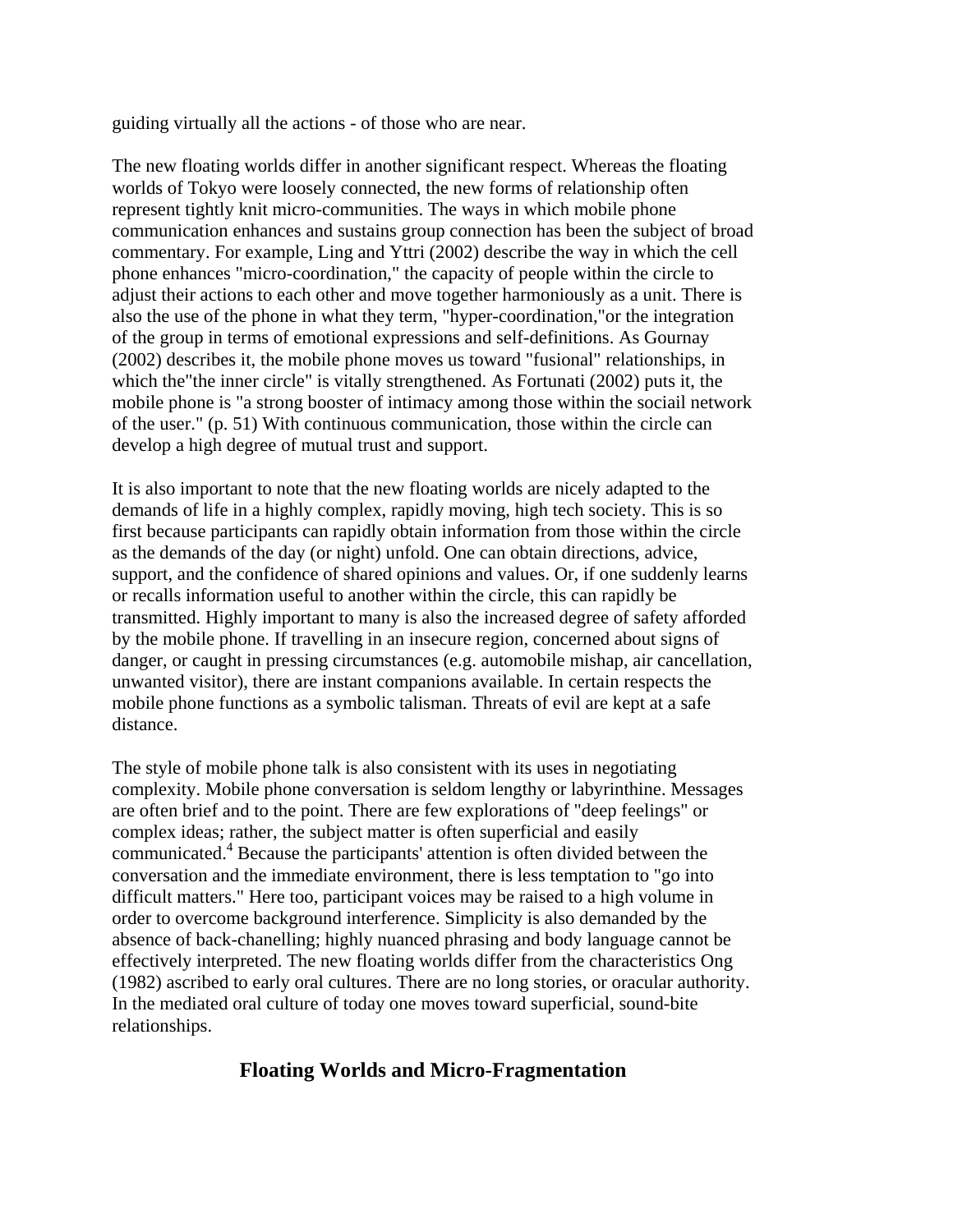guiding virtually all the actions - of those who are near.

The new floating worlds differ in another significant respect. Whereas the floating worlds of Tokyo were loosely connected, the new forms of relationship often represent tightly knit micro-communities. The ways in which mobile phone communication enhances and sustains group connection has been the subject of broad commentary. For example, Ling and Yttri (2002) describe the way in which the cell phone enhances "micro-coordination," the capacity of people within the circle to adjust their actions to each other and move together harmoniously as a unit. There is also the use of the phone in what they term, "hyper-coordination,"or the integration of the group in terms of emotional expressions and self-definitions. As Gournay (2002) describes it, the mobile phone moves us toward "fusional" relationships, in which the"the inner circle" is vitally strengthened. As Fortunati (2002) puts it, the mobile phone is "a strong booster of intimacy among those within the sociail network of the user." (p. 51) With continuous communication, those within the circle can develop a high degree of mutual trust and support.

It is also important to note that the new floating worlds are nicely adapted to the demands of life in a highly complex, rapidly moving, high tech society. This is so first because participants can rapidly obtain information from those within the circle as the demands of the day (or night) unfold. One can obtain directions, advice, support, and the confidence of shared opinions and values. Or, if one suddenly learns or recalls information useful to another within the circle, this can rapidly be transmitted. Highly important to many is also the increased degree of safety afforded by the mobile phone. If travelling in an insecure region, concerned about signs of danger, or caught in pressing circumstances (e.g. automobile mishap, air cancellation, unwanted visitor), there are instant companions available. In certain respects the mobile phone functions as a symbolic talisman. Threats of evil are kept at a safe distance.

The style of mobile phone talk is also consistent with its uses in negotiating complexity. Mobile phone conversation is seldom lengthy or labyrinthine. Messages are often brief and to the point. There are few explorations of "deep feelings" or complex ideas; rather, the subject matter is often superficial and easily communicated.[4] Because the participants' attention is often divided between the conversation and the immediate environment, there is less temptation to "go into difficult matters." Here too, participant voices may be raised to a high volume in order to overcome background interference. Simplicity is also demanded by the absence of back-chanelling; highly nuanced phrasing and body language cannot be effectively interpreted. The new floating worlds differ from the characteristics Ong (1982) ascribed to early oral cultures. There are no long stories, or oracular authority. In the mediated oral culture of today one moves toward superficial, sound-bite relationships.

## Floating Worlds and Micro-Fragmentation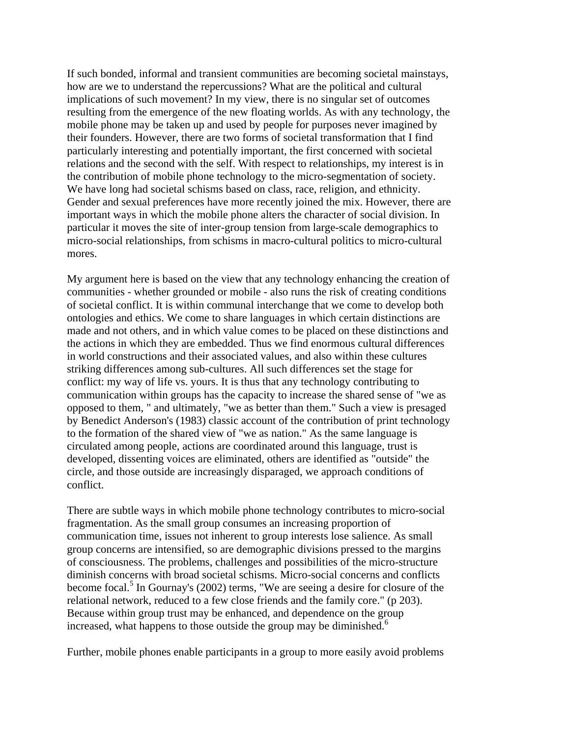If such bonded, informal and transient communities are becoming societal mainstays, how are we to understand the repercussions? What are the political and cultural implications of such movement? In my view, there is no singular set of outcomes resulting from the emergence of the new floating worlds. As with any technology, the mobile phone may be taken up and used by people for purposes never imagined by their founders. However, there are two forms of societal transformation that I find particularly interesting and potentially important, the first concerned with societal relations and the second with the self. With respect to relationships, my interest is in the contribution of mobile phone technology to the micro-segmentation of society. We have long had societal schisms based on class, race, religion, and ethnicity. Gender and sexual preferences have more recently joined the mix. However, there are important ways in which the mobile phone alters the character of social division. In particular it moves the site of inter-group tension from large-scale demographics to micro-social relationships, from schisms in macro-cultural politics to micro-cultural mores.

My argument here is based on the view that any technology enhancing the creation of communities - whether grounded or mobile - also runs the risk of creating conditions of societal conflict. It is within communal interchange that we come to develop both ontologies and ethics. We come to share languages in which certain distinctions are made and not others, and in which value comes to be placed on these distinctions and the actions in which they are embedded. Thus we find enormous cultural differences in world constructions and their associated values, and also within these cultures striking differences among sub-cultures. All such differences set the stage for conflict: my way of life vs. yours. It is thus that any technology contributing to communication within groups has the capacity to increase the shared sense of "we as opposed to them, " and ultimately, "we as better than them." Such a view is presaged by Benedict Anderson's (1983) classic account of the contribution of print technology to the formation of the shared view of "we as nation." As the same language is circulated among people, actions are coordinated around this language, trust is developed, dissenting voices are eliminated, others are identified as "outside" the circle, and those outside are increasingly disparaged, we approach conditions of conflict.

There are subtle ways in which mobile phone technology contributes to micro-social fragmentation. As the small group consumes an increasing proportion of communication time, issues not inherent to group interests lose salience. As small group concerns are intensified, so are demographic divisions pressed to the margins of consciousness. The problems, challenges and possibilities of the micro-structure diminish concerns with broad societal schisms. Micro-social concerns and conflicts become focal.[5] In Gournay's (2002) terms, "We are seeing a desire for closure of the relational network, reduced to a few close friends and the family core." (p 203). Because within group trust may be enhanced, and dependence on the group increased, what happens to those outside the group may be diminished.[6]

Further, mobile phones enable participants in a group to more easily avoid problems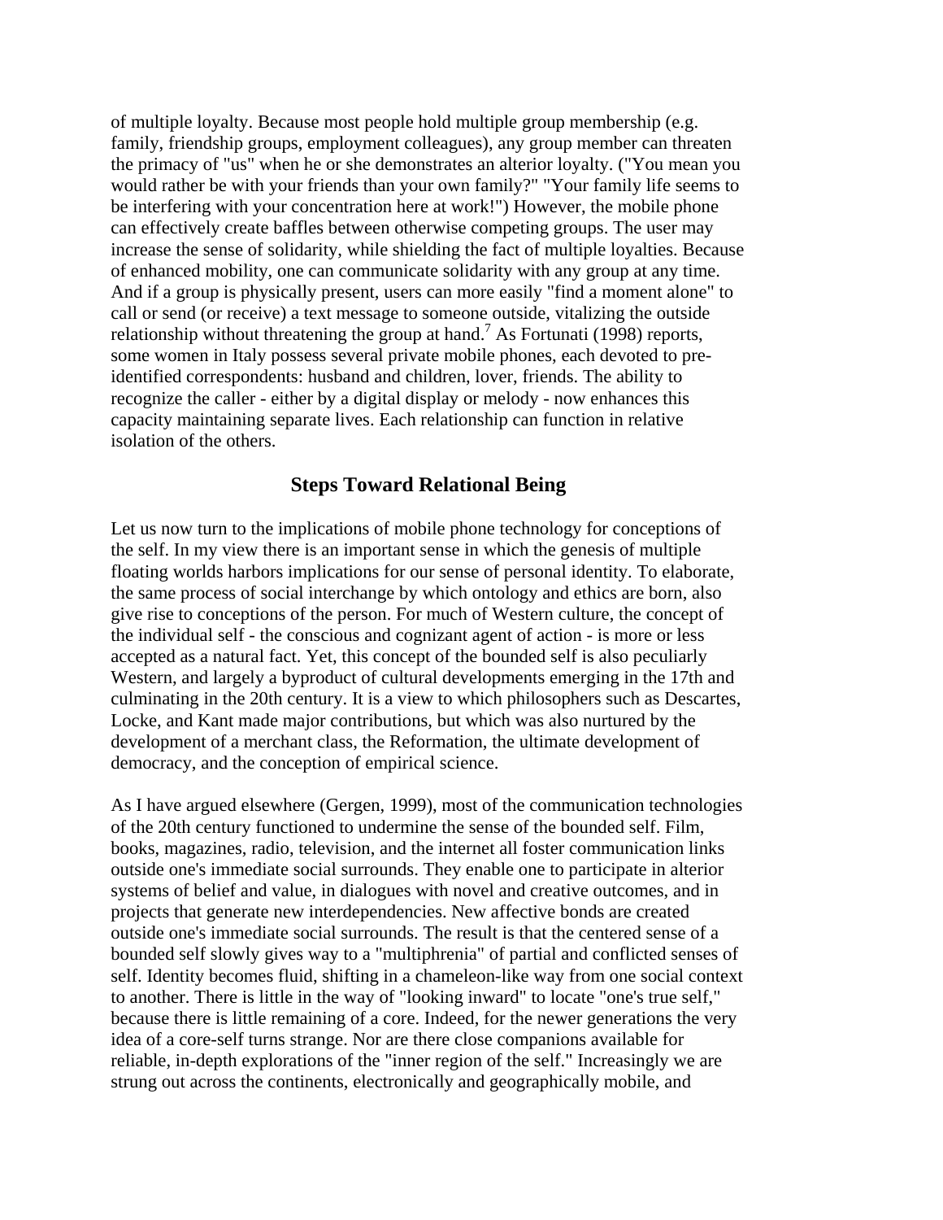of multiple loyalty. Because most people hold multiple group membership (e.g. family, friendship groups, employment colleagues), any group member can threaten the primacy of "us" when he or she demonstrates an alterior loyalty. ("You mean you would rather be with your friends than your own family?" "Your family life seems to be interfering with your concentration here at work!") However, the mobile phone can effectively create baffles between otherwise competing groups. The user may increase the sense of solidarity, while shielding the fact of multiple loyalties. Because of enhanced mobility, one can communicate solidarity with any group at any time. And if a group is physically present, users can more easily "find a moment alone" to call or send (or receive) a text message to someone outside, vitalizing the outside relationship without threatening the group at hand.[7] As Fortunati (1998) reports, some women in Italy possess several private mobile phones, each devoted to pre-identified correspondents: husband and children, lover, friends. The ability to recognize the caller - either by a digital display or melody - now enhances this capacity maintaining separate lives. Each relationship can function in relative isolation of the others.

## Steps Toward Relational Being

Let us now turn to the implications of mobile phone technology for conceptions of the self. In my view there is an important sense in which the genesis of multiple floating worlds harbors implications for our sense of personal identity. To elaborate, the same process of social interchange by which ontology and ethics are born, also give rise to conceptions of the person. For much of Western culture, the concept of the individual self - the conscious and cognizant agent of action - is more or less accepted as a natural fact. Yet, this concept of the bounded self is also peculiarly Western, and largely a byproduct of cultural developments emerging in the 17th and culminating in the 20th century. It is a view to which philosophers such as Descartes, Locke, and Kant made major contributions, but which was also nurtured by the development of a merchant class, the Reformation, the ultimate development of democracy, and the conception of empirical science.

As I have argued elsewhere (Gergen, 1999), most of the communication technologies of the 20th century functioned to undermine the sense of the bounded self. Film, books, magazines, radio, television, and the internet all foster communication links outside one's immediate social surrounds. They enable one to participate in alterior systems of belief and value, in dialogues with novel and creative outcomes, and in projects that generate new interdependencies. New affective bonds are created outside one's immediate social surrounds. The result is that the centered sense of a bounded self slowly gives way to a "multiphrenia" of partial and conflicted senses of self. Identity becomes fluid, shifting in a chameleon-like way from one social context to another. There is little in the way of "looking inward" to locate "one's true self," because there is little remaining of a core. Indeed, for the newer generations the very idea of a core-self turns strange. Nor are there close companions available for reliable, in-depth explorations of the "inner region of the self." Increasingly we are strung out across the continents, electronically and geographically mobile, and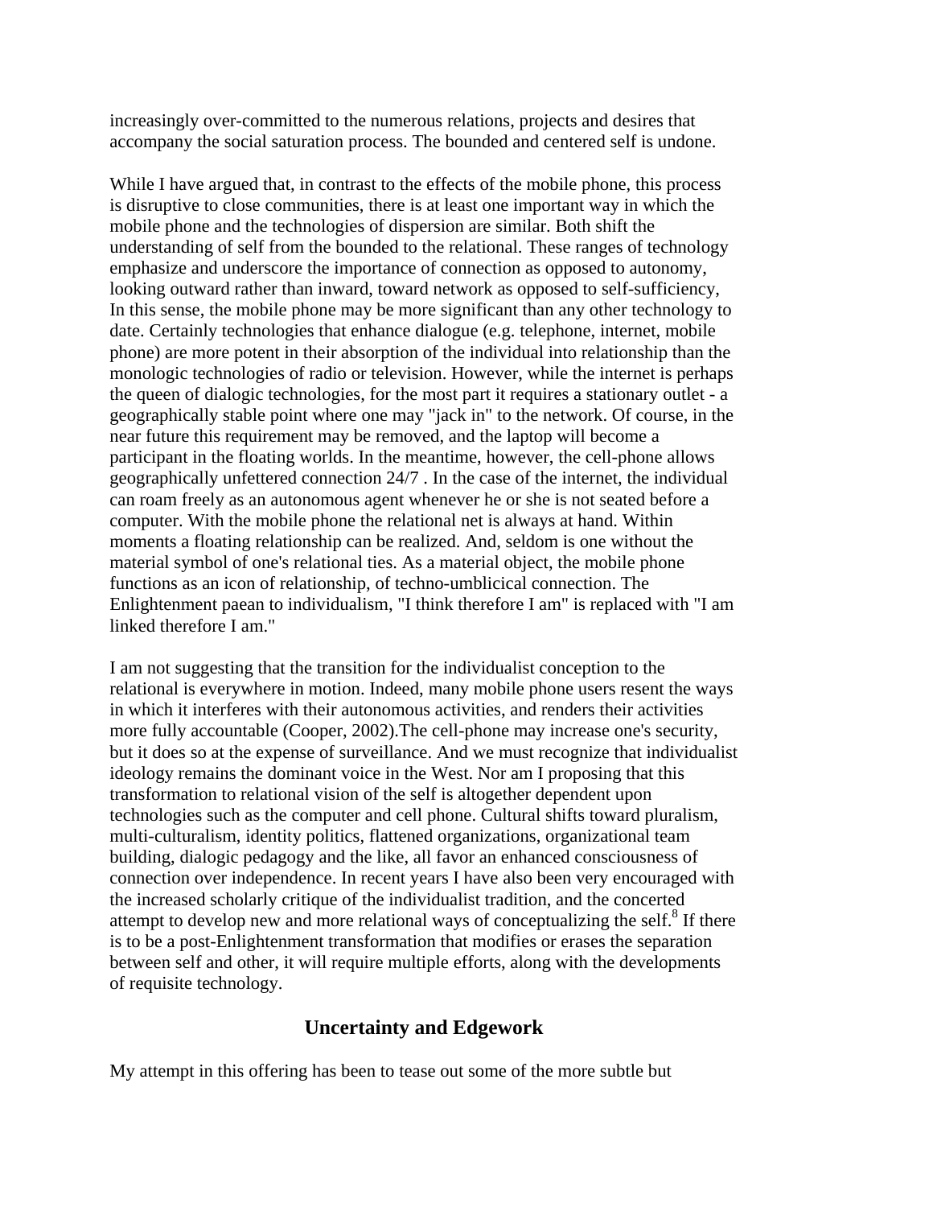increasingly over-committed to the numerous relations, projects and desires that accompany the social saturation process. The bounded and centered self is undone.

While I have argued that, in contrast to the effects of the mobile phone, this process is disruptive to close communities, there is at least one important way in which the mobile phone and the technologies of dispersion are similar. Both shift the understanding of self from the bounded to the relational. These ranges of technology emphasize and underscore the importance of connection as opposed to autonomy, looking outward rather than inward, toward network as opposed to self-sufficiency, In this sense, the mobile phone may be more significant than any other technology to date. Certainly technologies that enhance dialogue (e.g. telephone, internet, mobile phone) are more potent in their absorption of the individual into relationship than the monologic technologies of radio or television. However, while the internet is perhaps the queen of dialogic technologies, for the most part it requires a stationary outlet - a geographically stable point where one may "jack in" to the network. Of course, in the near future this requirement may be removed, and the laptop will become a participant in the floating worlds. In the meantime, however, the cell-phone allows geographically unfettered connection 24/7 . In the case of the internet, the individual can roam freely as an autonomous agent whenever he or she is not seated before a computer. With the mobile phone the relational net is always at hand. Within moments a floating relationship can be realized. And, seldom is one without the material symbol of one's relational ties. As a material object, the mobile phone functions as an icon of relationship, of techno-umblicical connection. The Enlightenment paean to individualism, "I think therefore I am" is replaced with "I am linked therefore I am."

I am not suggesting that the transition for the individualist conception to the relational is everywhere in motion. Indeed, many mobile phone users resent the ways in which it interferes with their autonomous activities, and renders their activities more fully accountable (Cooper, 2002).The cell-phone may increase one's security, but it does so at the expense of surveillance. And we must recognize that individualist ideology remains the dominant voice in the West. Nor am I proposing that this transformation to relational vision of the self is altogether dependent upon technologies such as the computer and cell phone. Cultural shifts toward pluralism, multi-culturalism, identity politics, flattened organizations, organizational team building, dialogic pedagogy and the like, all favor an enhanced consciousness of connection over independence. In recent years I have also been very encouraged with the increased scholarly critique of the individualist tradition, and the concerted attempt to develop new and more relational ways of conceptualizing the self.[8] If there is to be a post-Enlightenment transformation that modifies or erases the separation between self and other, it will require multiple efforts, along with the developments of requisite technology.

## Uncertainty and Edgework

My attempt in this offering has been to tease out some of the more subtle but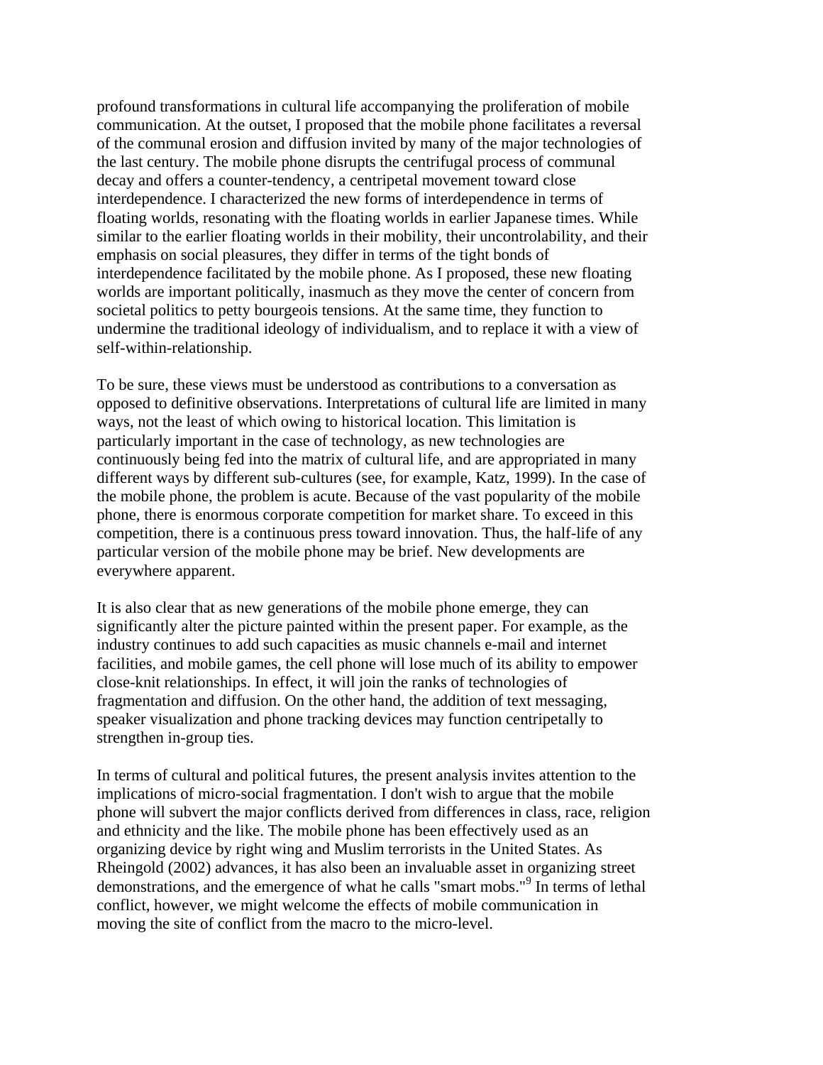profound transformations in cultural life accompanying the proliferation of mobile communication. At the outset, I proposed that the mobile phone facilitates a reversal of the communal erosion and diffusion invited by many of the major technologies of the last century. The mobile phone disrupts the centrifugal process of communal decay and offers a counter-tendency, a centripetal movement toward close interdependence. I characterized the new forms of interdependence in terms of floating worlds, resonating with the floating worlds in earlier Japanese times. While similar to the earlier floating worlds in their mobility, their uncontrolability, and their emphasis on social pleasures, they differ in terms of the tight bonds of interdependence facilitated by the mobile phone. As I proposed, these new floating worlds are important politically, inasmuch as they move the center of concern from societal politics to petty bourgeois tensions. At the same time, they function to undermine the traditional ideology of individualism, and to replace it with a view of self-within-relationship.

To be sure, these views must be understood as contributions to a conversation as opposed to definitive observations. Interpretations of cultural life are limited in many ways, not the least of which owing to historical location. This limitation is particularly important in the case of technology, as new technologies are continuously being fed into the matrix of cultural life, and are appropriated in many different ways by different sub-cultures (see, for example, Katz, 1999). In the case of the mobile phone, the problem is acute. Because of the vast popularity of the mobile phone, there is enormous corporate competition for market share. To exceed in this competition, there is a continuous press toward innovation. Thus, the half-life of any particular version of the mobile phone may be brief. New developments are everywhere apparent.

It is also clear that as new generations of the mobile phone emerge, they can significantly alter the picture painted within the present paper. For example, as the industry continues to add such capacities as music channels e-mail and internet facilities, and mobile games, the cell phone will lose much of its ability to empower close-knit relationships. In effect, it will join the ranks of technologies of fragmentation and diffusion. On the other hand, the addition of text messaging, speaker visualization and phone tracking devices may function centripetally to strengthen in-group ties.

In terms of cultural and political futures, the present analysis invites attention to the implications of micro-social fragmentation. I don't wish to argue that the mobile phone will subvert the major conflicts derived from differences in class, race, religion and ethnicity and the like. The mobile phone has been effectively used as an organizing device by right wing and Muslim terrorists in the United States. As Rheingold (2002) advances, it has also been an invaluable asset in organizing street demonstrations, and the emergence of what he calls "smart mobs."[9] In terms of lethal conflict, however, we might welcome the effects of mobile communication in moving the site of conflict from the macro to the micro-level.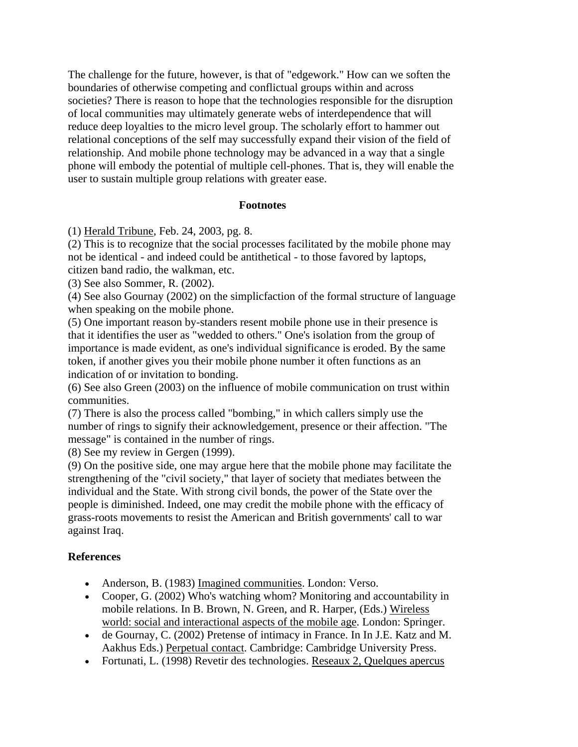The challenge for the future, however, is that of "edgework." How can we soften the boundaries of otherwise competing and conflictual groups within and across societies? There is reason to hope that the technologies responsible for the disruption of local communities may ultimately generate webs of interdependence that will reduce deep loyalties to the micro level group. The scholarly effort to hammer out relational conceptions of the self may successfully expand their vision of the field of relationship. And mobile phone technology may be advanced in a way that a single phone will embody the potential of multiple cell-phones. That is, they will enable the user to sustain multiple group relations with greater ease.

**Footnotes**

(1) Herald Tribune, Feb. 24, 2003, pg. 8.
(2) This is to recognize that the social processes facilitated by the mobile phone may not be identical - and indeed could be antithetical - to those favored by laptops, citizen band radio, the walkman, etc.
(3) See also Sommer, R. (2002).
(4) See also Gournay (2002) on the simplicfaction of the formal structure of language when speaking on the mobile phone.
(5) One important reason by-standers resent mobile phone use in their presence is that it identifies the user as "wedded to others." One's isolation from the group of importance is made evident, as one's individual significance is eroded. By the same token, if another gives you their mobile phone number it often functions as an indication of or invitation to bonding.
(6) See also Green (2003) on the influence of mobile communication on trust within communities.
(7) There is also the process called "bombing," in which callers simply use the number of rings to signify their acknowledgement, presence or their affection. "The message" is contained in the number of rings.
(8) See my review in Gergen (1999).
(9) On the positive side, one may argue here that the mobile phone may facilitate the strengthening of the "civil society," that layer of society that mediates between the individual and the State. With strong civil bonds, the power of the State over the people is diminished. Indeed, one may credit the mobile phone with the efficacy of grass-roots movements to resist the American and British governments' call to war against Iraq.

**References**

- Anderson, B. (1983) Imagined communities. London: Verso.
- Cooper, G. (2002) Who's watching whom? Monitoring and accountability in mobile relations. In B. Brown, N. Green, and R. Harper, (Eds.) Wireless world: social and interactional aspects of the mobile age. London: Springer.
- de Gournay, C. (2002) Pretense of intimacy in France. In In J.E. Katz and M. Aakhus Eds.) Perpetual contact. Cambridge: Cambridge University Press.
- Fortunati, L. (1998) Revetir des technologies. Reseaux 2, Quelques apercus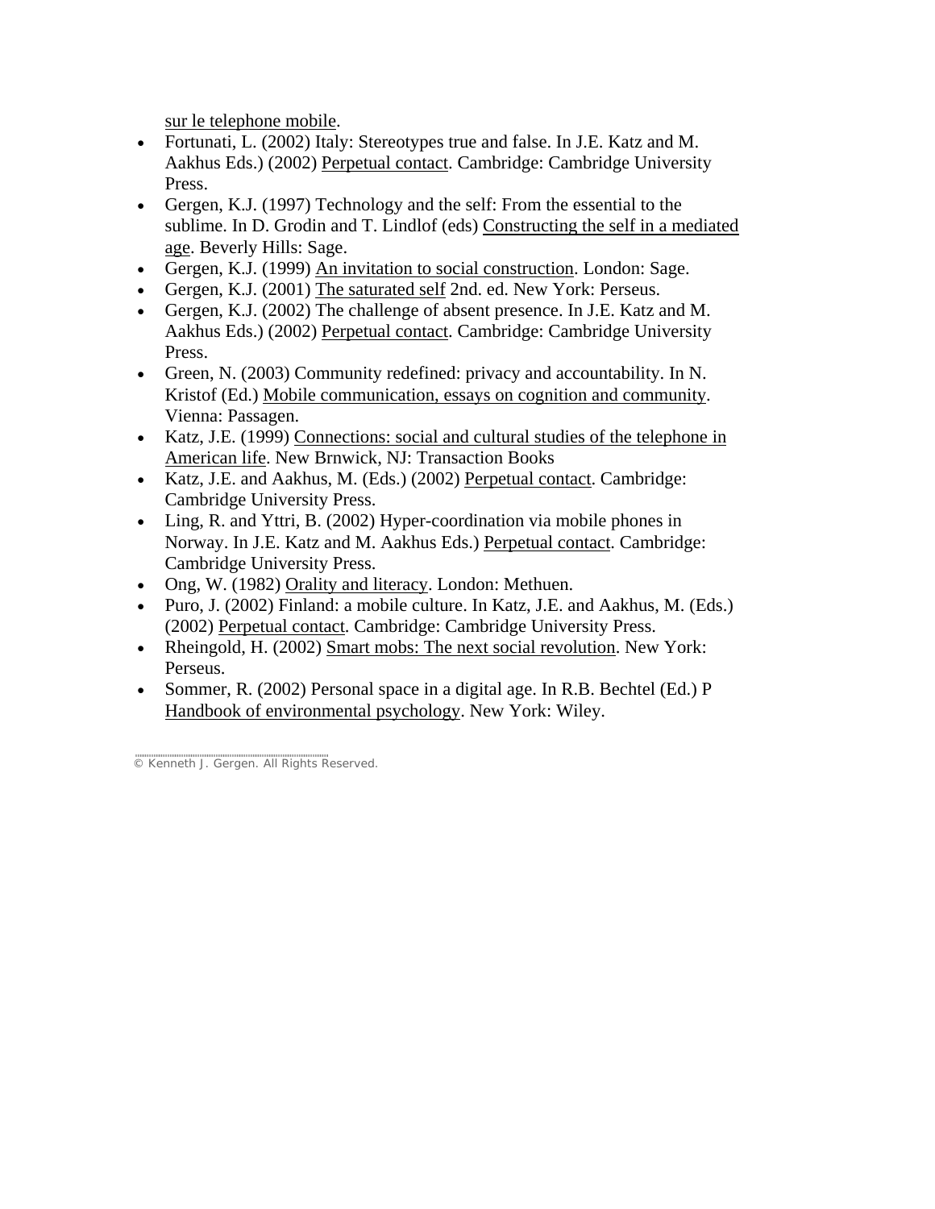sur le telephone mobile.

- Fortunati, L. (2002) Italy: Stereotypes true and false. In J.E. Katz and M. Aakhus Eds.) (2002) Perpetual contact. Cambridge: Cambridge University Press.
- Gergen, K.J. (1997) Technology and the self: From the essential to the sublime. In D. Grodin and T. Lindlof (eds) Constructing the self in a mediated age. Beverly Hills: Sage.
- Gergen, K.J. (1999) An invitation to social construction. London: Sage.
- Gergen, K.J. (2001) The saturated self 2nd. ed. New York: Perseus.
- Gergen, K.J. (2002) The challenge of absent presence. In J.E. Katz and M. Aakhus Eds.) (2002) Perpetual contact. Cambridge: Cambridge University Press.
- Green, N. (2003) Community redefined: privacy and accountability. In N. Kristof (Ed.) Mobile communication, essays on cognition and community. Vienna: Passagen.
- Katz, J.E. (1999) Connections: social and cultural studies of the telephone in American life. New Brnwick, NJ: Transaction Books
- Katz, J.E. and Aakhus, M. (Eds.) (2002) Perpetual contact. Cambridge: Cambridge University Press.
- Ling, R. and Yttri, B. (2002) Hyper-coordination via mobile phones in Norway. In J.E. Katz and M. Aakhus Eds.) Perpetual contact. Cambridge: Cambridge University Press.
- Ong, W. (1982) Orality and literacy. London: Methuen.
- Puro, J. (2002) Finland: a mobile culture. In Katz, J.E. and Aakhus, M. (Eds.) (2002) Perpetual contact. Cambridge: Cambridge University Press.
- Rheingold, H. (2002) Smart mobs: The next social revolution. New York: Perseus.
- Sommer, R. (2002) Personal space in a digital age. In R.B. Bechtel (Ed.) P Handbook of environmental psychology. New York: Wiley.

© Kenneth J. Gergen. All Rights Reserved.